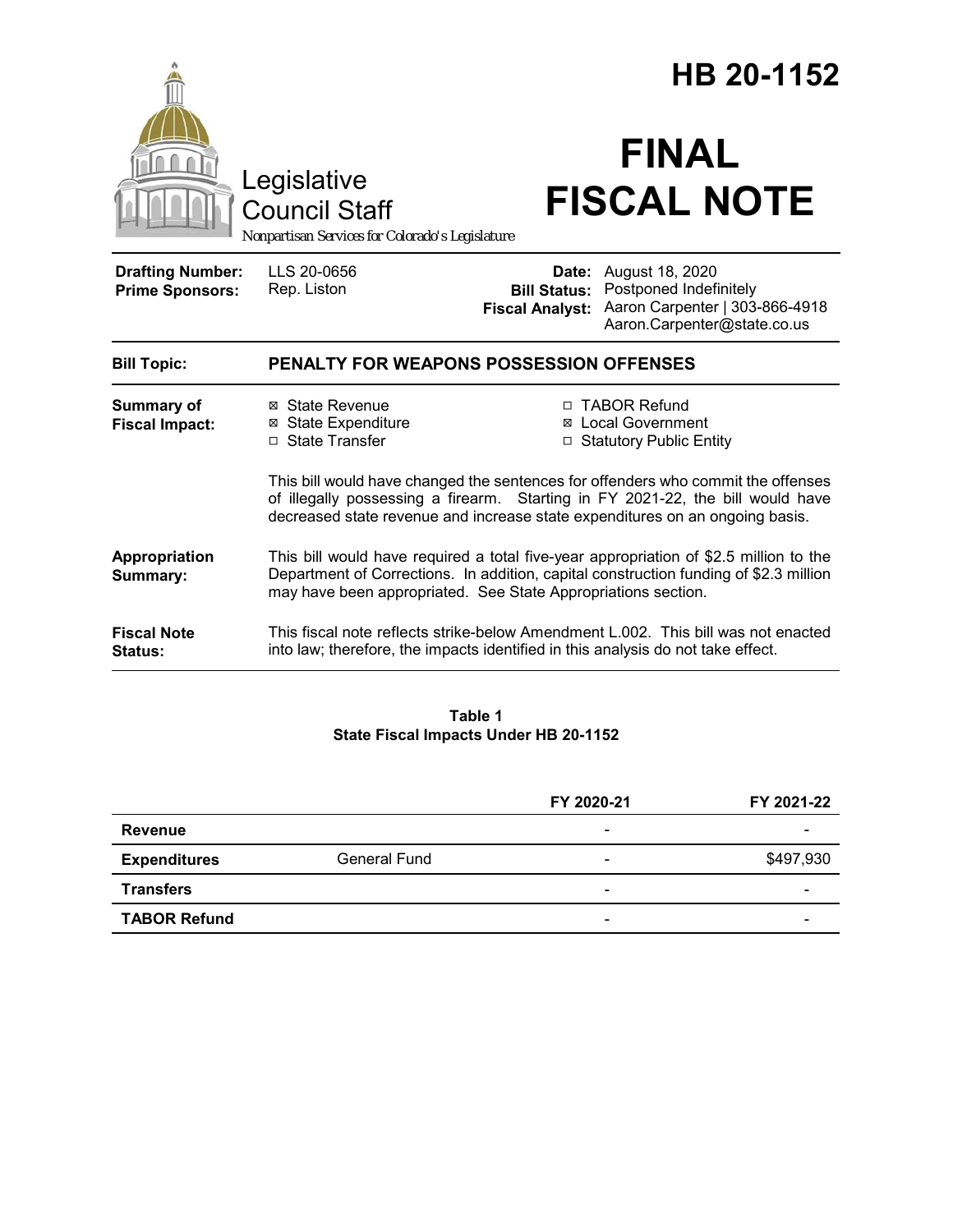# HB 20-1152

Legislative Council Staff

*Nonpartisan Services for Colorado's Legislature*

# FINAL FISCAL NOTE

| | | | |
|---|---|---|---|
| **Drafting Number:** | LLS 20-0656 | **Date:** | August 18, 2020 |
| **Prime Sponsors:** | Rep. Liston | **Bill Status:** | Postponed Indefinitely |
| | | **Fiscal Analyst:** | Aaron Carpenter \| 303-866-4918 Aaron.Carpenter@state.co.us |

| | |
|---|---|
| **Bill Topic:** | **PENALTY FOR WEAPONS POSSESSION OFFENSES** |

**Summary of Fiscal Impact:**

- ☒ State Revenue
- ☒ State Expenditure
- ☐ State Transfer
- ☐ TABOR Refund
- ☒ Local Government
- ☐ Statutory Public Entity

This bill would have changed the sentences for offenders who commit the offenses of illegally possessing a firearm. Starting in FY 2021-22, the bill would have decreased state revenue and increase state expenditures on an ongoing basis.

**Appropriation Summary:**

This bill would have required a total five-year appropriation of $2.5 million to the Department of Corrections. In addition, capital construction funding of $2.3 million may have been appropriated. See State Appropriations section.

**Fiscal Note Status:**

This fiscal note reflects strike-below Amendment L.002. This bill was not enacted into law; therefore, the impacts identified in this analysis do not take effect.

**Table 1**
**State Fiscal Impacts Under HB 20-1152**

| | | FY 2020-21 | FY 2021-22 |
|---|---|---|---|
| **Revenue** | | - | - |
| **Expenditures** | General Fund | - | $497,930 |
| **Transfers** | | - | - |
| **TABOR Refund** | | - | - |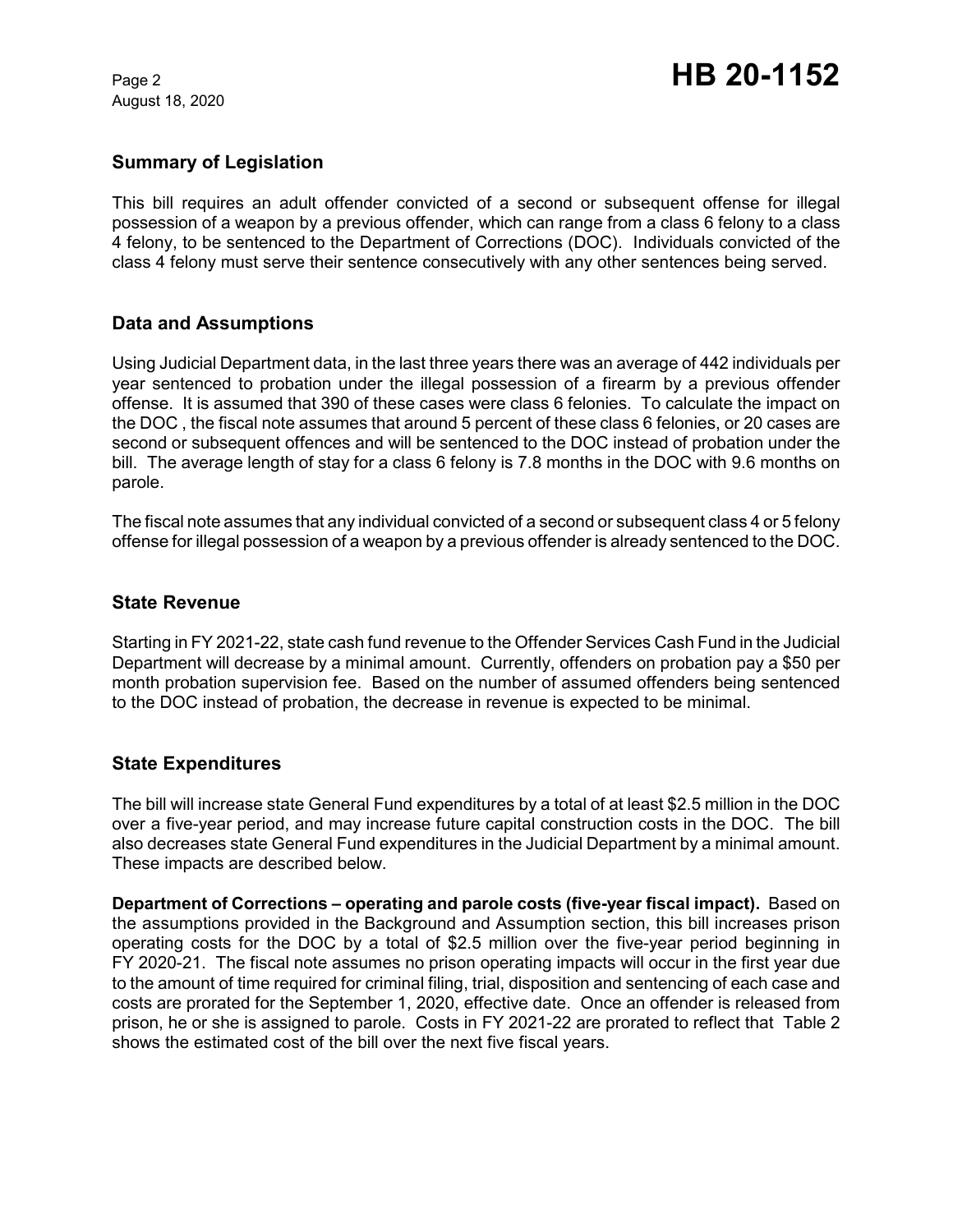## Summary of Legislation

This bill requires an adult offender convicted of a second or subsequent offense for illegal possession of a weapon by a previous offender, which can range from a class 6 felony to a class 4 felony, to be sentenced to the Department of Corrections (DOC). Individuals convicted of the class 4 felony must serve their sentence consecutively with any other sentences being served.

## Data and Assumptions

Using Judicial Department data, in the last three years there was an average of 442 individuals per year sentenced to probation under the illegal possession of a firearm by a previous offender offense. It is assumed that 390 of these cases were class 6 felonies. To calculate the impact on the DOC , the fiscal note assumes that around 5 percent of these class 6 felonies, or 20 cases are second or subsequent offences and will be sentenced to the DOC instead of probation under the bill. The average length of stay for a class 6 felony is 7.8 months in the DOC with 9.6 months on parole.

The fiscal note assumes that any individual convicted of a second or subsequent class 4 or 5 felony offense for illegal possession of a weapon by a previous offender is already sentenced to the DOC.

## State Revenue

Starting in FY 2021-22, state cash fund revenue to the Offender Services Cash Fund in the Judicial Department will decrease by a minimal amount. Currently, offenders on probation pay a $50 per month probation supervision fee. Based on the number of assumed offenders being sentenced to the DOC instead of probation, the decrease in revenue is expected to be minimal.

## State Expenditures

The bill will increase state General Fund expenditures by a total of at least $2.5 million in the DOC over a five-year period, and may increase future capital construction costs in the DOC. The bill also decreases state General Fund expenditures in the Judicial Department by a minimal amount. These impacts are described below.

**Department of Corrections – operating and parole costs (five-year fiscal impact).** Based on the assumptions provided in the Background and Assumption section, this bill increases prison operating costs for the DOC by a total of $2.5 million over the five-year period beginning in FY 2020-21. The fiscal note assumes no prison operating impacts will occur in the first year due to the amount of time required for criminal filing, trial, disposition and sentencing of each case and costs are prorated for the September 1, 2020, effective date. Once an offender is released from prison, he or she is assigned to parole. Costs in FY 2021-22 are prorated to reflect that Table 2 shows the estimated cost of the bill over the next five fiscal years.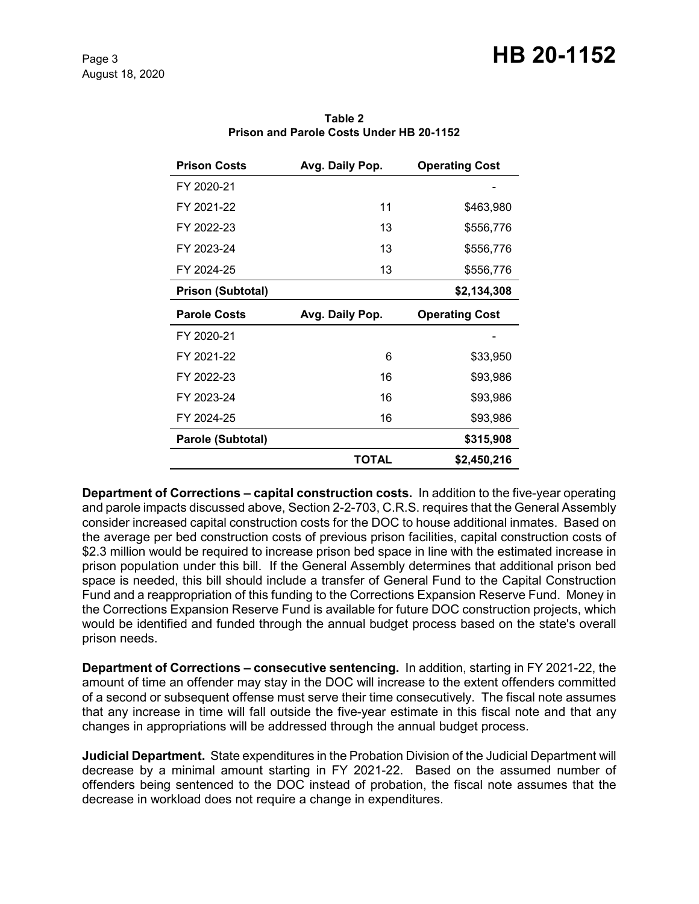**Table 2**
**Prison and Parole Costs Under HB 20-1152**

| Prison Costs | Avg. Daily Pop. | Operating Cost |
|---|---|---|
| FY 2020-21 | | - |
| FY 2021-22 | 11 | $463,980 |
| FY 2022-23 | 13 | $556,776 |
| FY 2023-24 | 13 | $556,776 |
| FY 2024-25 | 13 | $556,776 |
| **Prison (Subtotal)** | | **$2,134,308** |
| **Parole Costs** | **Avg. Daily Pop.** | **Operating Cost** |
| FY 2020-21 | | - |
| FY 2021-22 | 6 | $33,950 |
| FY 2022-23 | 16 | $93,986 |
| FY 2023-24 | 16 | $93,986 |
| FY 2024-25 | 16 | $93,986 |
| **Parole (Subtotal)** | | **$315,908** |
| | **TOTAL** | **$2,450,216** |

**Department of Corrections – capital construction costs.** In addition to the five-year operating and parole impacts discussed above, Section 2-2-703, C.R.S. requires that the General Assembly consider increased capital construction costs for the DOC to house additional inmates. Based on the average per bed construction costs of previous prison facilities, capital construction costs of $2.3 million would be required to increase prison bed space in line with the estimated increase in prison population under this bill. If the General Assembly determines that additional prison bed space is needed, this bill should include a transfer of General Fund to the Capital Construction Fund and a reappropriation of this funding to the Corrections Expansion Reserve Fund. Money in the Corrections Expansion Reserve Fund is available for future DOC construction projects, which would be identified and funded through the annual budget process based on the state's overall prison needs.

**Department of Corrections – consecutive sentencing.** In addition, starting in FY 2021-22, the amount of time an offender may stay in the DOC will increase to the extent offenders committed of a second or subsequent offense must serve their time consecutively. The fiscal note assumes that any increase in time will fall outside the five-year estimate in this fiscal note and that any changes in appropriations will be addressed through the annual budget process.

**Judicial Department.** State expenditures in the Probation Division of the Judicial Department will decrease by a minimal amount starting in FY 2021-22. Based on the assumed number of offenders being sentenced to the DOC instead of probation, the fiscal note assumes that the decrease in workload does not require a change in expenditures.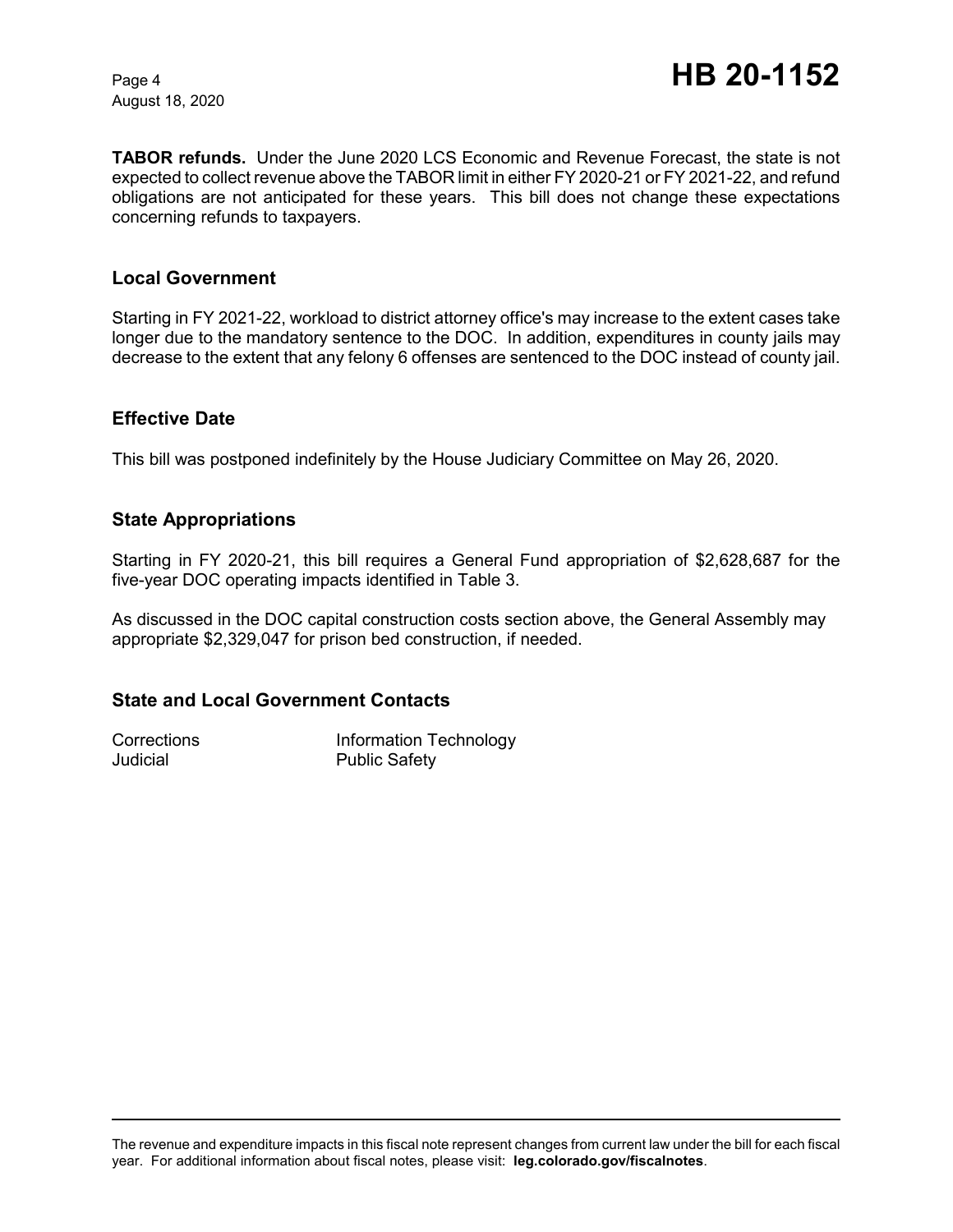**TABOR refunds.** Under the June 2020 LCS Economic and Revenue Forecast, the state is not expected to collect revenue above the TABOR limit in either FY 2020-21 or FY 2021-22, and refund obligations are not anticipated for these years. This bill does not change these expectations concerning refunds to taxpayers.

## Local Government

Starting in FY 2021-22, workload to district attorney office's may increase to the extent cases take longer due to the mandatory sentence to the DOC. In addition, expenditures in county jails may decrease to the extent that any felony 6 offenses are sentenced to the DOC instead of county jail.

## Effective Date

This bill was postponed indefinitely by the House Judiciary Committee on May 26, 2020.

## State Appropriations

Starting in FY 2020-21, this bill requires a General Fund appropriation of $2,628,687 for the five-year DOC operating impacts identified in Table 3.

As discussed in the DOC capital construction costs section above, the General Assembly may appropriate $2,329,047 for prison bed construction, if needed.

## State and Local Government Contacts

| | |
|---|---|
| Corrections | Information Technology |
| Judicial | Public Safety |

The revenue and expenditure impacts in this fiscal note represent changes from current law under the bill for each fiscal year. For additional information about fiscal notes, please visit: **leg.colorado.gov/fiscalnotes**.